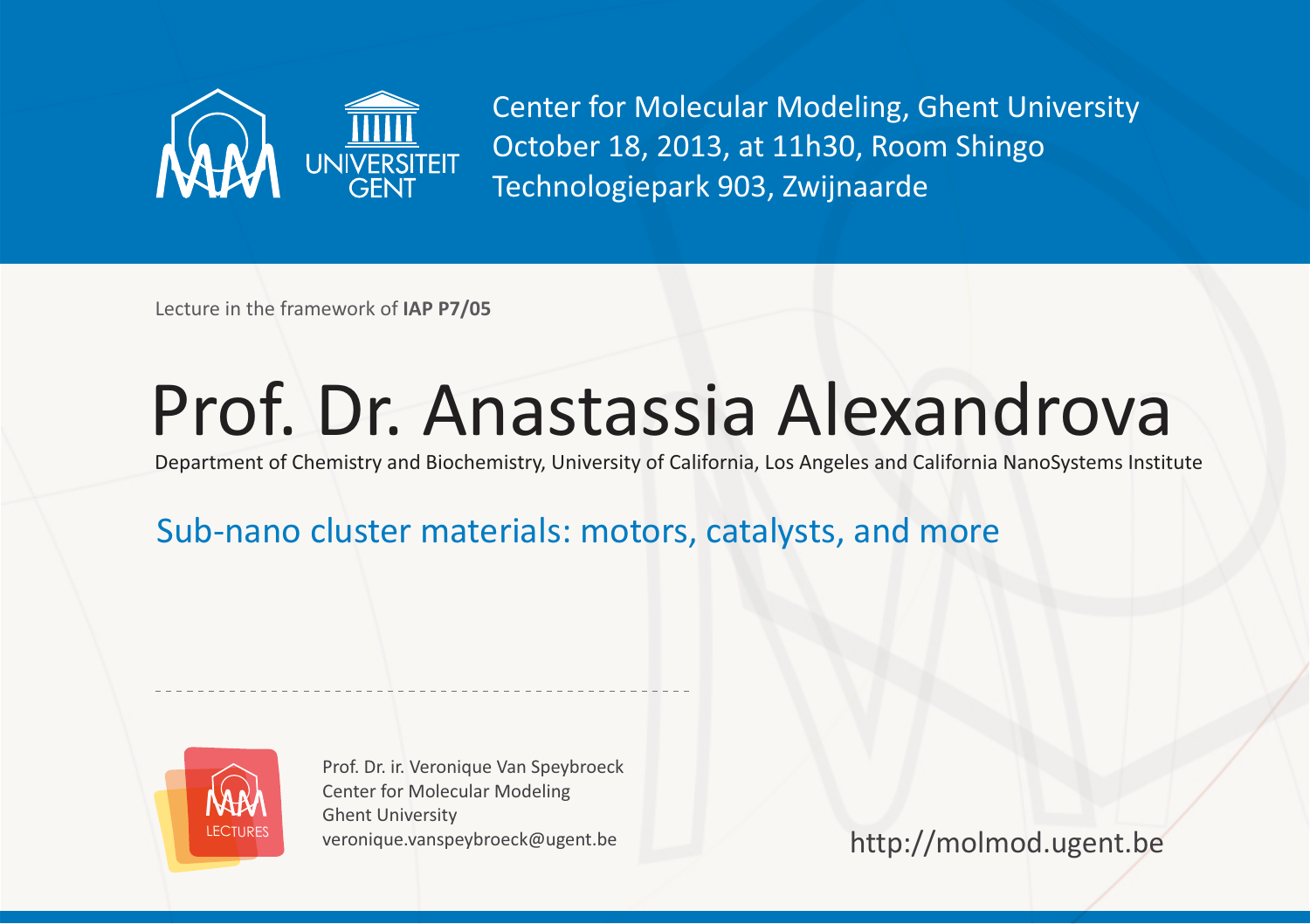UNIVERSITEIT GENT

Center for Molecular Modeling, Ghent University
October 18, 2013, at 11h30, Room Shingo
Technologiepark 903, Zwijnaarde

Lecture in the framework of **IAP P7/05**

# Prof. Dr. Anastassia Alexandrova

Department of Chemistry and Biochemistry, University of California, Los Angeles and California NanoSystems Institute

## Sub-nano cluster materials: motors, catalysts, and more

LECTURES

Prof. Dr. ir. Veronique Van Speybroeck
Center for Molecular Modeling
Ghent University
veronique.vanspeybroeck@ugent.be

http://molmod.ugent.be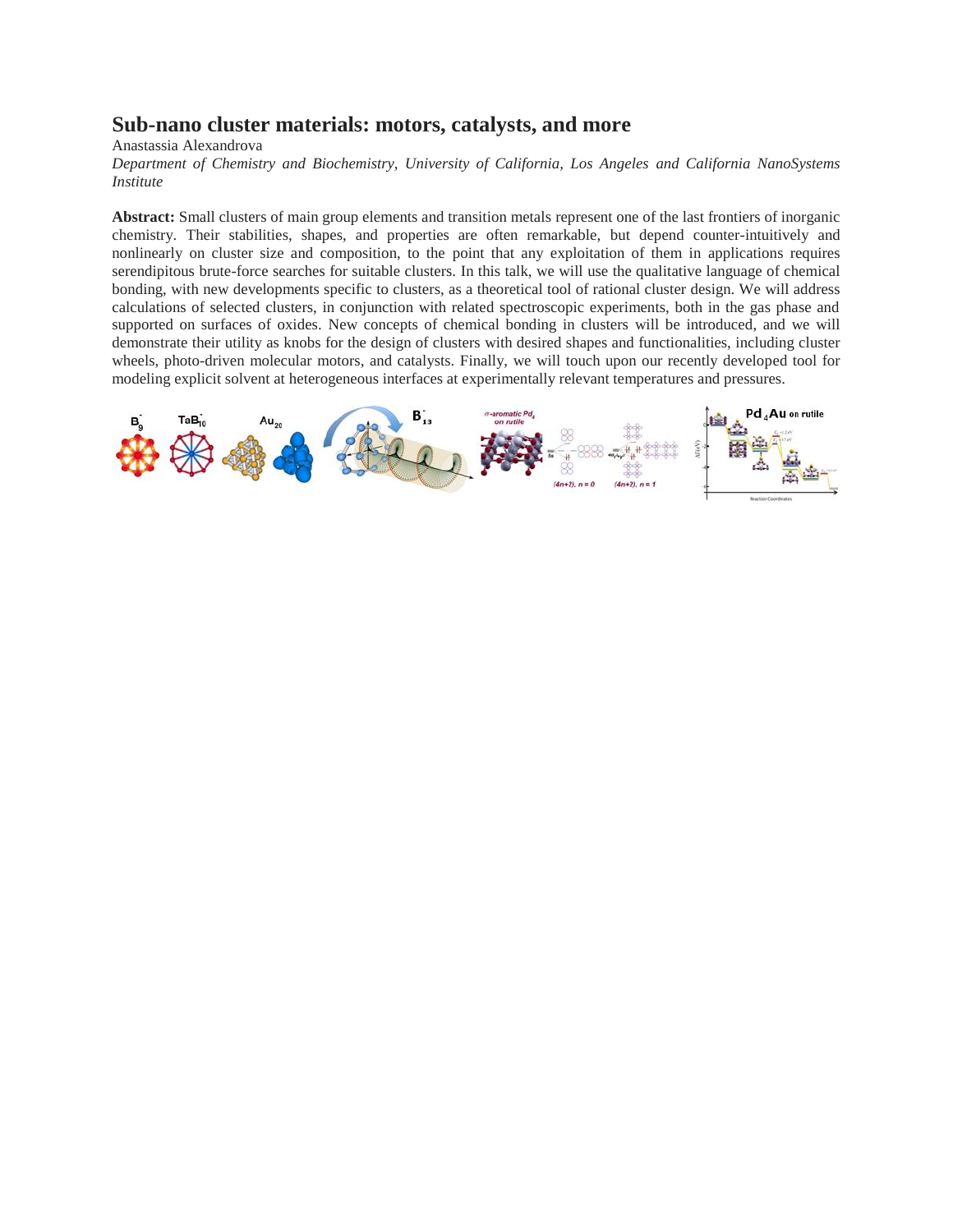# Sub-nano cluster materials: motors, catalysts, and more

Anastassia Alexandrova

*Department of Chemistry and Biochemistry, University of California, Los Angeles and California NanoSystems Institute*

**Abstract:** Small clusters of main group elements and transition metals represent one of the last frontiers of inorganic chemistry. Their stabilities, shapes, and properties are often remarkable, but depend counter-intuitively and nonlinearly on cluster size and composition, to the point that any exploitation of them in applications requires serendipitous brute-force searches for suitable clusters. In this talk, we will use the qualitative language of chemical bonding, with new developments specific to clusters, as a theoretical tool of rational cluster design. We will address calculations of selected clusters, in conjunction with related spectroscopic experiments, both in the gas phase and supported on surfaces of oxides. New concepts of chemical bonding in clusters will be introduced, and we will demonstrate their utility as knobs for the design of clusters with desired shapes and functionalities, including cluster wheels, photo-driven molecular motors, and catalysts. Finally, we will touch upon our recently developed tool for modeling explicit solvent at heterogeneous interfaces at experimentally relevant temperatures and pressures.

$B_9^-$ $TaB_{10}^-$ $Au_{20}$ $B_{13}^-$ σ-aromatic $Pd_4$ on rutile (4n+2), n = 0 (4n+2), n = 1 $Pd_4Au$ on rutile